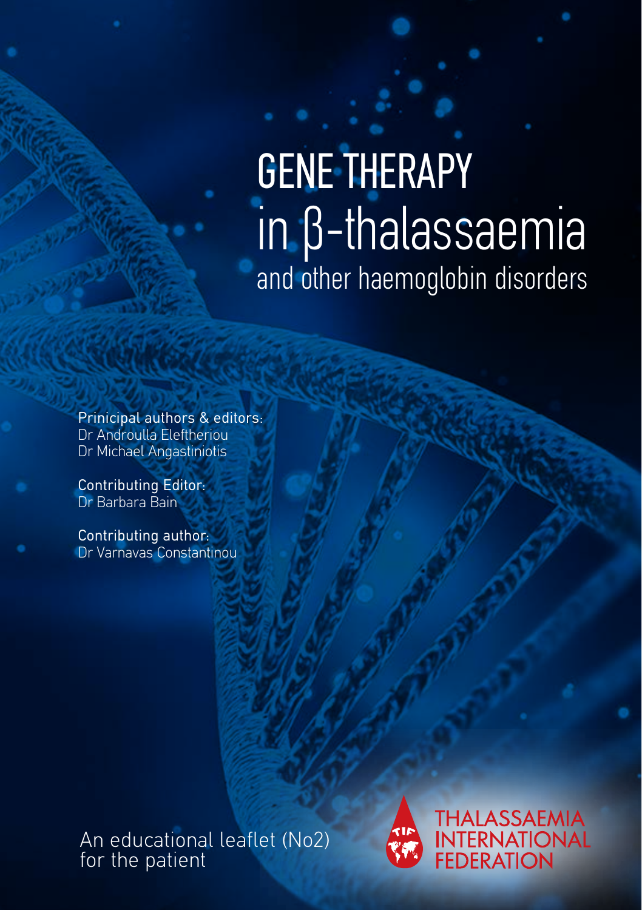# GENE THERAPY in β-thalassaemia

## and other haemoglobin disorders

Prinicipal authors & editors:
Dr Androulla Eleftheriou
Dr Michael Angastiniotis

Contributing Editor:
Dr Barbara Bain

Contributing author:
Dr Varnavas Constantinou

An educational leaflet (No2) for the patient

THALASSAEMIA INTERNATIONAL FEDERATION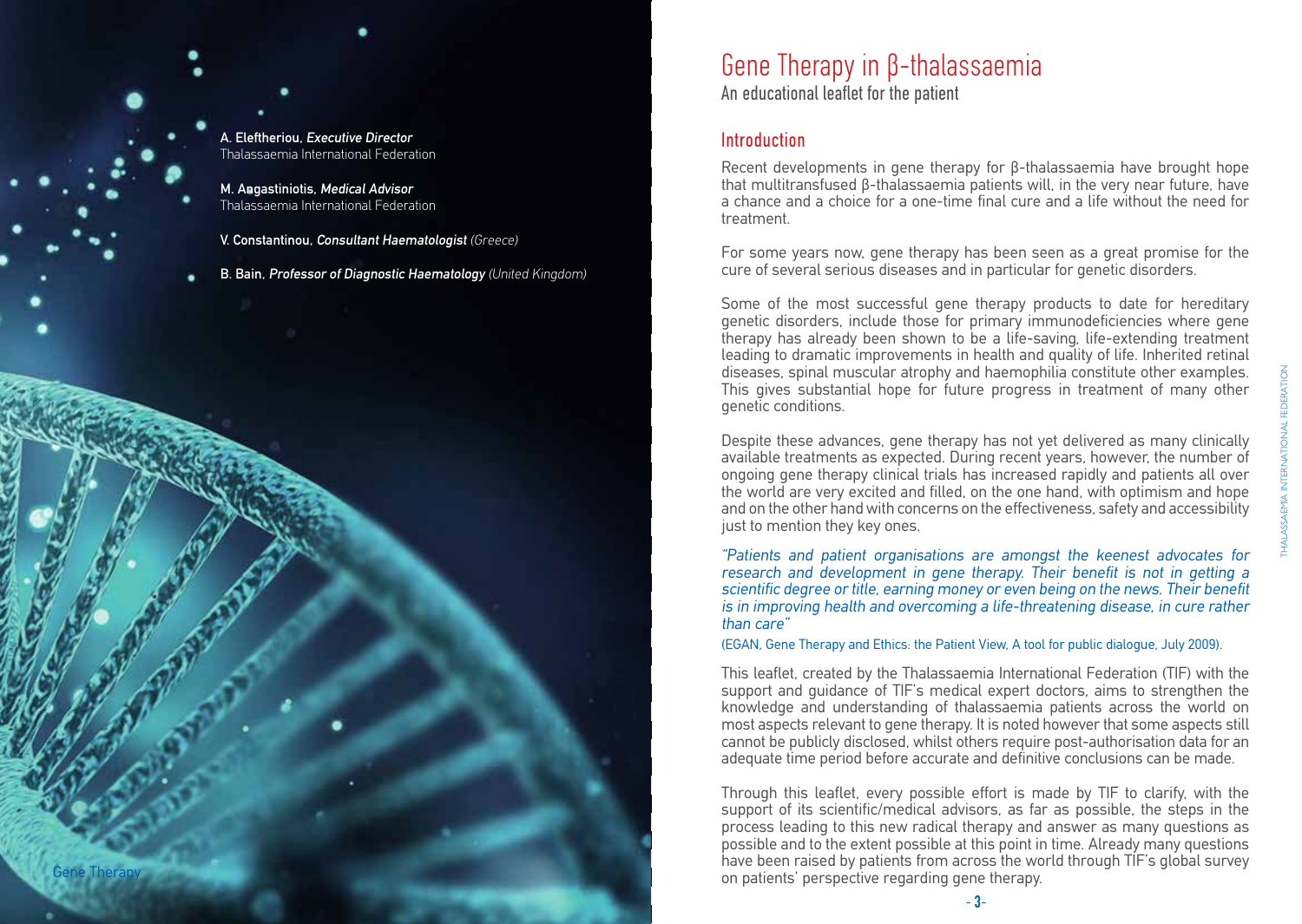A. Eleftheriou, *Executive Director*
Thalassaemia International Federation

M. Angastiniotis, *Medical Advisor*
Thalassaemia International Federation

V. Constantinou, *Consultant Haematologist* (Greece)

B. Bain, *Professor of Diagnostic Haematology* (United Kingdom)

# Gene Therapy in β-thalassaemia

An educational leaflet for the patient

## Introduction

Recent developments in gene therapy for β-thalassaemia have brought hope that multitransfused β-thalassaemia patients will, in the very near future, have a chance and a choice for a one-time final cure and a life without the need for treatment.

For some years now, gene therapy has been seen as a great promise for the cure of several serious diseases and in particular for genetic disorders.

Some of the most successful gene therapy products to date for hereditary genetic disorders, include those for primary immunodeficiencies where gene therapy has already been shown to be a life-saving, life-extending treatment leading to dramatic improvements in health and quality of life. Inherited retinal diseases, spinal muscular atrophy and haemophilia constitute other examples. This gives substantial hope for future progress in treatment of many other genetic conditions.

Despite these advances, gene therapy has not yet delivered as many clinically available treatments as expected. During recent years, however, the number of ongoing gene therapy clinical trials has increased rapidly and patients all over the world are very excited and filled, on the one hand, with optimism and hope and on the other hand with concerns on the effectiveness, safety and accessibility just to mention they key ones.

*"Patients and patient organisations are amongst the keenest advocates for research and development in gene therapy. Their benefit is not in getting a scientific degree or title, earning money or even being on the news. Their benefit is in improving health and overcoming a life-threatening disease, in cure rather than care"*

(EGAN, Gene Therapy and Ethics: the Patient View, A tool for public dialogue, July 2009).

This leaflet, created by the Thalassaemia International Federation (TIF) with the support and guidance of TIF's medical expert doctors, aims to strengthen the knowledge and understanding of thalassaemia patients across the world on most aspects relevant to gene therapy. It is noted however that some aspects still cannot be publicly disclosed, whilst others require post-authorisation data for an adequate time period before accurate and definitive conclusions can be made.

Through this leaflet, every possible effort is made by TIF to clarify, with the support of its scientific/medical advisors, as far as possible, the steps in the process leading to this new radical therapy and answer as many questions as possible and to the extent possible at this point in time. Already many questions have been raised by patients from across the world through TIF's global survey on patients' perspective regarding gene therapy.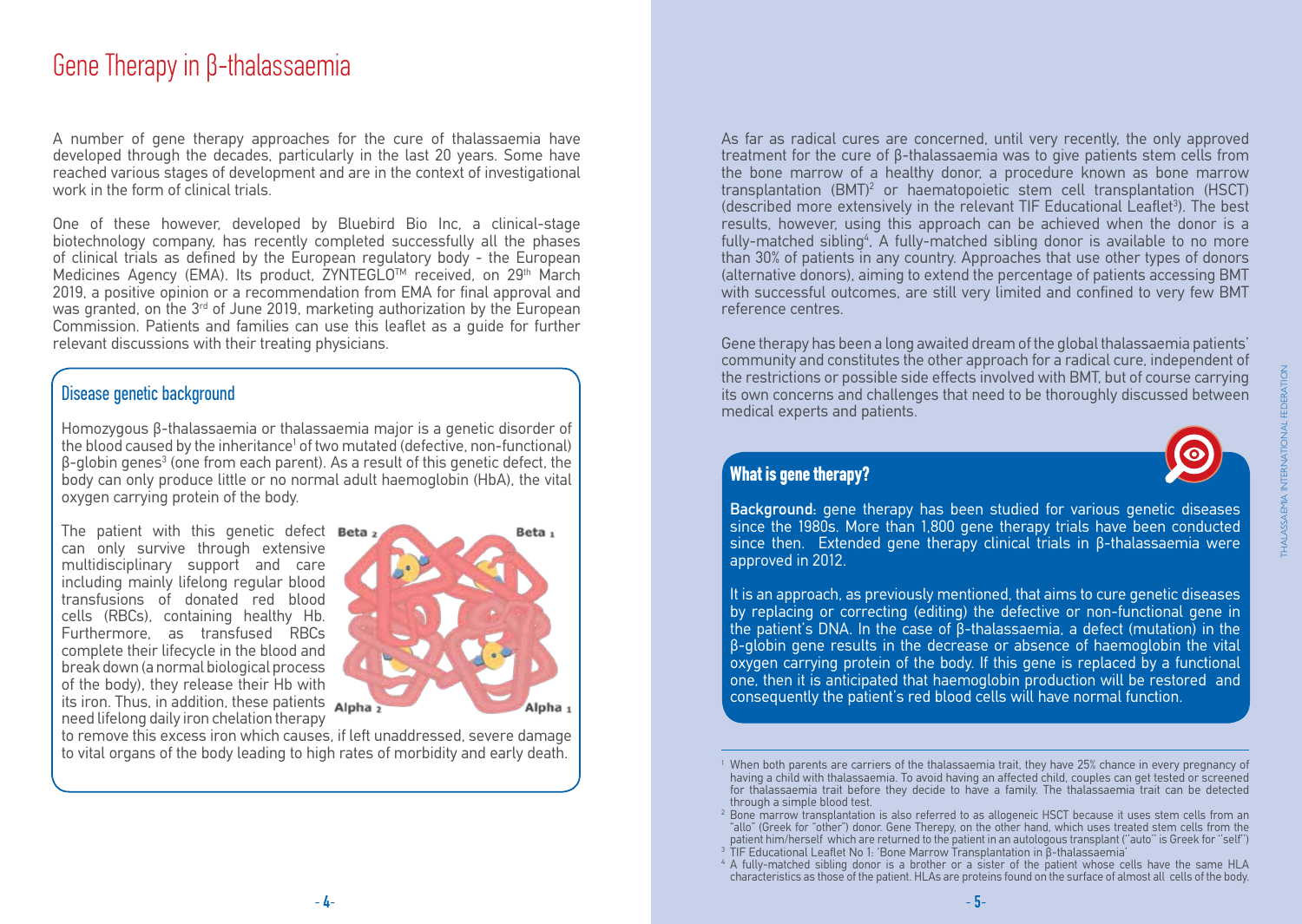# Gene Therapy in β-thalassaemia

A number of gene therapy approaches for the cure of thalassaemia have developed through the decades, particularly in the last 20 years. Some have reached various stages of development and are in the context of investigational work in the form of clinical trials.

One of these however, developed by Bluebird Bio Inc, a clinical-stage biotechnology company, has recently completed successfully all the phases of clinical trials as defined by the European regulatory body - the European Medicines Agency (EMA). Its product, ZYNTEGLO™ received, on 29th March 2019, a positive opinion or a recommendation from EMA for final approval and was granted, on the 3rd of June 2019, marketing authorization by the European Commission. Patients and families can use this leaflet as a guide for further relevant discussions with their treating physicians.

## Disease genetic background

Homozygous β-thalassaemia or thalassaemia major is a genetic disorder of the blood caused by the inheritance[1] of two mutated (defective, non-functional) β-globin genes[3] (one from each parent). As a result of this genetic defect, the body can only produce little or no normal adult haemoglobin (HbA), the vital oxygen carrying protein of the body.

The patient with this genetic defect can only survive through extensive multidisciplinary support and care including mainly lifelong regular blood transfusions of donated red blood cells (RBCs), containing healthy Hb. Furthermore, as transfused RBCs complete their lifecycle in the blood and break down (a normal biological process of the body), they release their Hb with its iron. Thus, in addition, these patients need lifelong daily iron chelation therapy to remove this excess iron which causes, if left unaddressed, severe damage to vital organs of the body leading to high rates of morbidity and early death.

As far as radical cures are concerned, until very recently, the only approved treatment for the cure of β-thalassaemia was to give patients stem cells from the bone marrow of a healthy donor, a procedure known as bone marrow transplantation (BMT)[2] or haematopoietic stem cell transplantation (HSCT) (described more extensively in the relevant TIF Educational Leaflet[3]). The best results, however, using this approach can be achieved when the donor is a fully-matched sibling[4]. A fully-matched sibling donor is available to no more than 30% of patients in any country. Approaches that use other types of donors (alternative donors), aiming to extend the percentage of patients accessing BMT with successful outcomes, are still very limited and confined to very few BMT reference centres.

Gene therapy has been a long awaited dream of the global thalassaemia patients' community and constitutes the other approach for a radical cure, independent of the restrictions or possible side effects involved with BMT, but of course carrying its own concerns and challenges that need to be thoroughly discussed between medical experts and patients.

## What is gene therapy?

**Background:** gene therapy has been studied for various genetic diseases since the 1980s. More than 1,800 gene therapy trials have been conducted since then. Extended gene therapy clinical trials in β-thalassaemia were approved in 2012.

It is an approach, as previously mentioned, that aims to cure genetic diseases by replacing or correcting (editing) the defective or non-functional gene in the patient's DNA. In the case of β-thalassaemia, a defect (mutation) in the β-globin gene results in the decrease or absence of haemoglobin the vital oxygen carrying protein of the body. If this gene is replaced by a functional one, then it is anticipated that haemoglobin production will be restored and consequently the patient's red blood cells will have normal function.

---

[1] When both parents are carriers of the thalassaemia trait, they have 25% chance in every pregnancy of having a child with thalassaemia. To avoid having an affected child, couples can get tested or screened for thalassaemia trait before they decide to have a family. The thalassaemia trait can be detected through a simple blood test.

[2] Bone marrow transplantation is also referred to as allogeneic HSCT because it uses stem cells from an "allo" (Greek for "other") donor. Gene Therepy, on the other hand, which uses treated stem cells from the patient him/herself which are returned to the patient in an autologous transplant ("auto" is Greek for "self")

[3] TIF Educational Leaflet No 1: 'Bone Marrow Transplantation in β-thalassaemia'

[4] A fully-matched sibling donor is a brother or a sister of the patient whose cells have the same HLA characteristics as those of the patient. HLAs are proteins found on the surface of almost all cells of the body.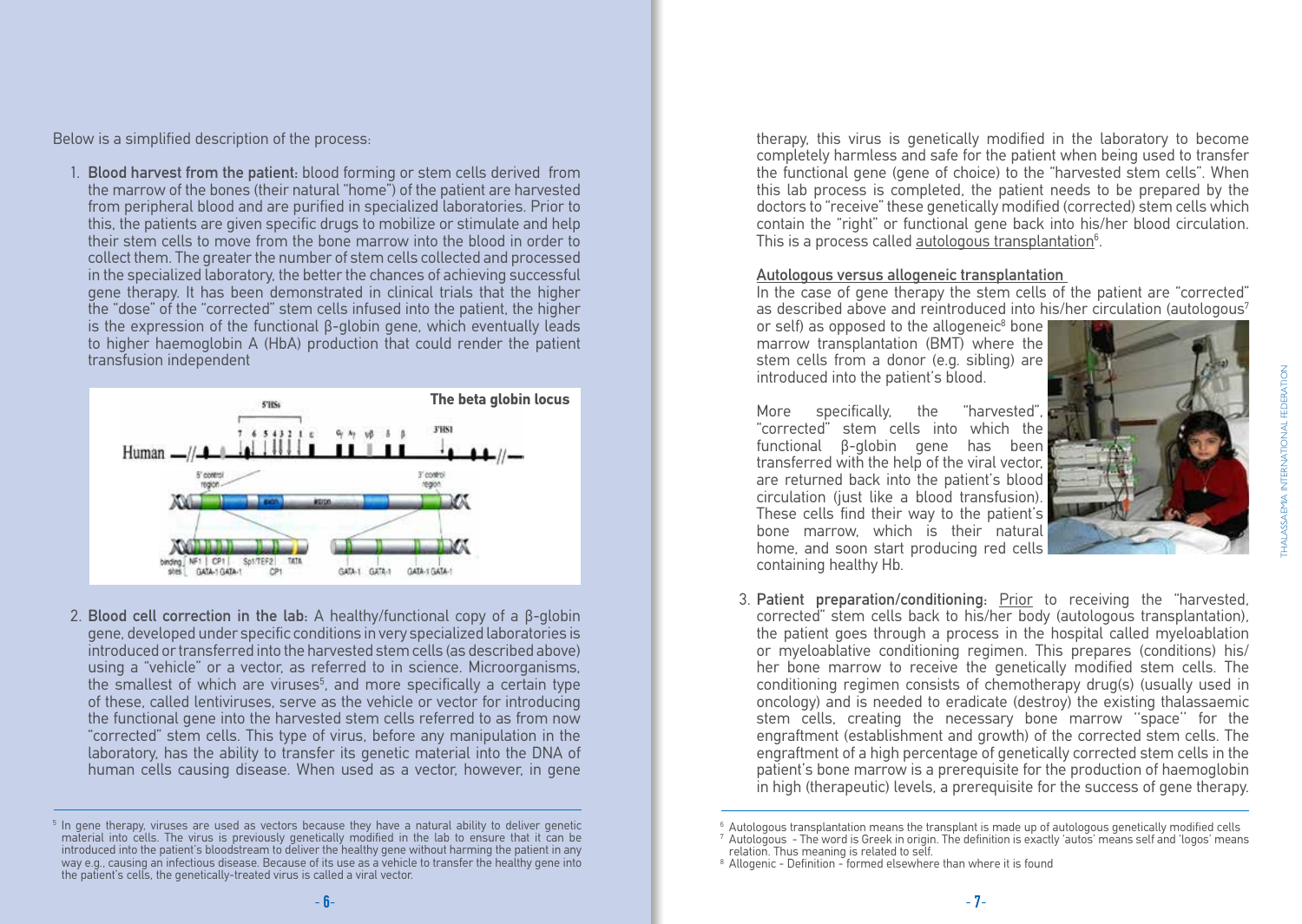Below is a simplified description of the process:

1. **Blood harvest from the patient:** blood forming or stem cells derived from the marrow of the bones (their natural "home") of the patient are harvested from peripheral blood and are purified in specialized laboratories. Prior to this, the patients are given specific drugs to mobilize or stimulate and help their stem cells to move from the bone marrow into the blood in order to collect them. The greater the number of stem cells collected and processed in the specialized laboratory, the better the chances of achieving successful gene therapy. It has been demonstrated in clinical trials that the higher the "dose" of the "corrected" stem cells infused into the patient, the higher is the expression of the functional β-globin gene, which eventually leads to higher haemoglobin A (HbA) production that could render the patient transfusion independent

**The beta globin locus**

2. **Blood cell correction in the lab:** A healthy/functional copy of a β-globin gene, developed under specific conditions in very specialized laboratories is introduced or transferred into the harvested stem cells (as described above) using a "vehicle" or a vector, as referred to in science. Microorganisms, the smallest of which are viruses[5], and more specifically a certain type of these, called lentiviruses, serve as the vehicle or vector for introducing the functional gene into the harvested stem cells referred to as from now "corrected" stem cells. This type of virus, before any manipulation in the laboratory, has the ability to transfer its genetic material into the DNA of human cells causing disease. When used as a vector, however, in gene therapy, this virus is genetically modified in the laboratory to become completely harmless and safe for the patient when being used to transfer the functional gene (gene of choice) to the "harvested stem cells". When this lab process is completed, the patient needs to be prepared by the doctors to "receive" these genetically modified (corrected) stem cells which contain the "right" or functional gene back into his/her blood circulation. This is a process called autologous transplantation[6].

**Autologous versus allogeneic transplantation**

In the case of gene therapy the stem cells of the patient are "corrected" as described above and reintroduced into his/her circulation (autologous[7] or self) as opposed to the allogeneic[8] bone marrow transplantation (BMT) where the stem cells from a donor (e.g. sibling) are introduced into the patient's blood.

More specifically, the "harvested", "corrected" stem cells into which the functional β-globin gene has been transferred with the help of the viral vector, are returned back into the patient's blood circulation (just like a blood transfusion). These cells find their way to the patient's bone marrow, which is their natural home, and soon start producing red cells containing healthy Hb.

3. **Patient preparation/conditioning:** Prior to receiving the "harvested, corrected" stem cells back to his/her body (autologous transplantation), the patient goes through a process in the hospital called myeloablation or myeloablative conditioning regimen. This prepares (conditions) his/her bone marrow to receive the genetically modified stem cells. The conditioning regimen consists of chemotherapy drug(s) (usually used in oncology) and is needed to eradicate (destroy) the existing thalassaemic stem cells, creating the necessary bone marrow "space" for the engraftment (establishment and growth) of the corrected stem cells. The engraftment of a high percentage of genetically corrected stem cells in the patient's bone marrow is a prerequisite for the production of haemoglobin in high (therapeutic) levels, a prerequisite for the success of gene therapy.

---

[5] In gene therapy, viruses are used as vectors because they have a natural ability to deliver genetic material into cells. The virus is previously genetically modified in the lab to ensure that it can be introduced into the patient's bloodstream to deliver the healthy gene without harming the patient in any way e.g., causing an infectious disease. Because of its use as a vehicle to transfer the healthy gene into the patient's cells, the genetically-treated virus is called a viral vector.

[6] Autologous transplantation means the transplant is made up of autologous genetically modified cells

[7] Autologous - The word is Greek in origin. The definition is exactly 'autos' means self and 'logos' means relation. Thus meaning is related to self.

[8] Allogenic - Definition - formed elsewhere than where it is found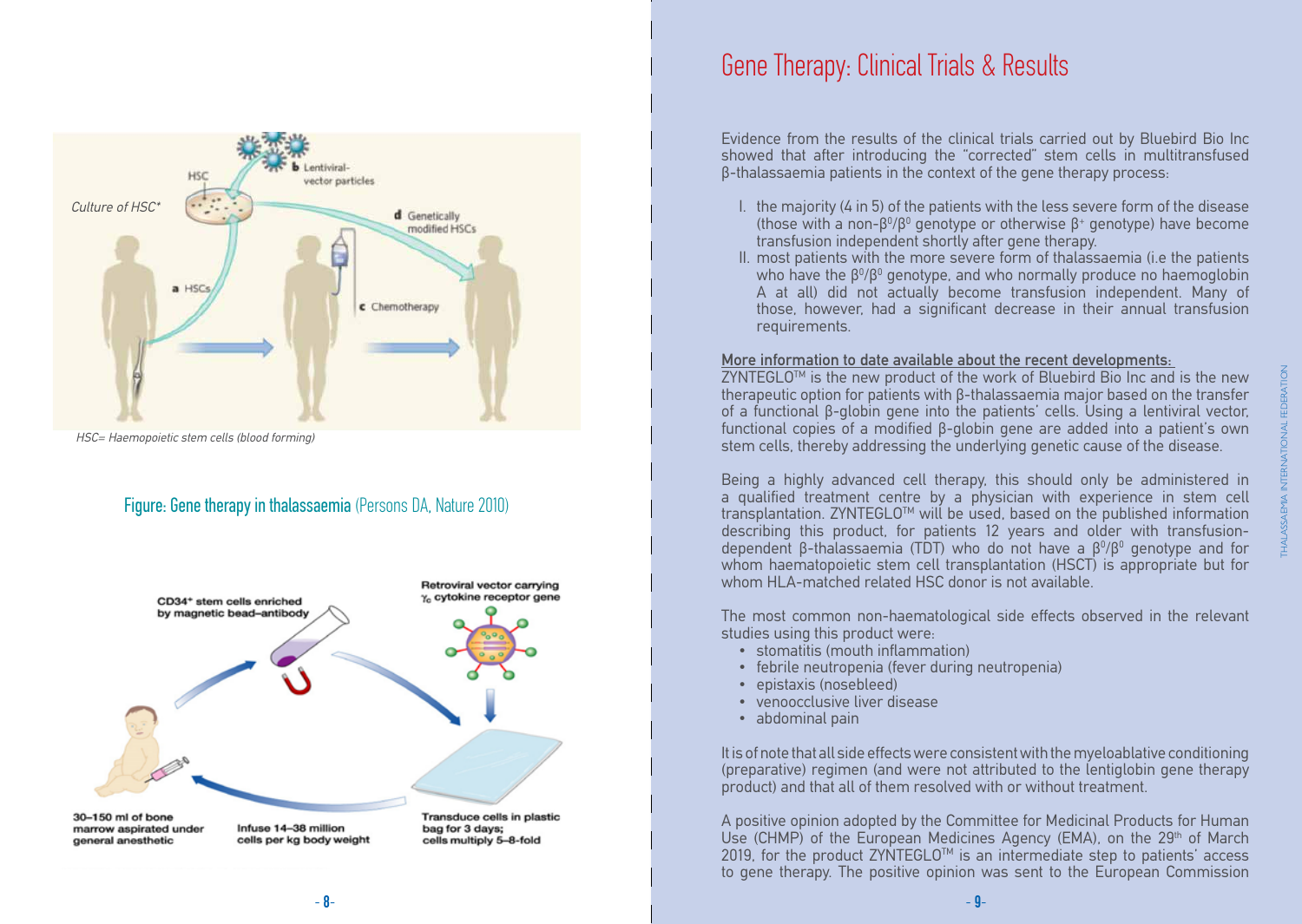*Culture of HSC**

HSC= Haemopoietic stem cells (blood forming)

Figure: Gene therapy in thalassaemia (Persons DA, Nature 2010)

# Gene Therapy: Clinical Trials & Results

Evidence from the results of the clinical trials carried out by Bluebird Bio Inc showed that after introducing the "corrected" stem cells in multitransfused β-thalassaemia patients in the context of the gene therapy process:

I. the majority (4 in 5) of the patients with the less severe form of the disease (those with a non-$\beta^0/\beta^0$ genotype or otherwise $\beta^+$ genotype) have become transfusion independent shortly after gene therapy.

II. most patients with the more severe form of thalassaemia (i.e the patients who have the $\beta^0/\beta^0$ genotype, and who normally produce no haemoglobin A at all) did not actually become transfusion independent. Many of those, however, had a significant decrease in their annual transfusion requirements.

<u>More information to date available about the recent developments:</u>

ZYNTEGLO™ is the new product of the work of Bluebird Bio Inc and is the new therapeutic option for patients with β-thalassaemia major based on the transfer of a functional β-globin gene into the patients' cells. Using a lentiviral vector, functional copies of a modified β-globin gene are added into a patient's own stem cells, thereby addressing the underlying genetic cause of the disease.

Being a highly advanced cell therapy, this should only be administered in a qualified treatment centre by a physician with experience in stem cell transplantation. ZYNTEGLO™ will be used, based on the published information describing this product, for patients 12 years and older with transfusion-dependent β-thalassaemia (TDT) who do not have a $\beta^0/\beta^0$ genotype and for whom haematopoietic stem cell transplantation (HSCT) is appropriate but for whom HLA-matched related HSC donor is not available.

The most common non-haematological side effects observed in the relevant studies using this product were:

- stomatitis (mouth inflammation)
- febrile neutropenia (fever during neutropenia)
- epistaxis (nosebleed)
- venoocclusive liver disease
- abdominal pain

It is of note that all side effects were consistent with the myeloablative conditioning (preparative) regimen (and were not attributed to the lentiglobin gene therapy product) and that all of them resolved with or without treatment.

A positive opinion adopted by the Committee for Medicinal Products for Human Use (CHMP) of the European Medicines Agency (EMA), on the 29th of March 2019, for the product ZYNTEGLO™ is an intermediate step to patients' access to gene therapy. The positive opinion was sent to the European Commission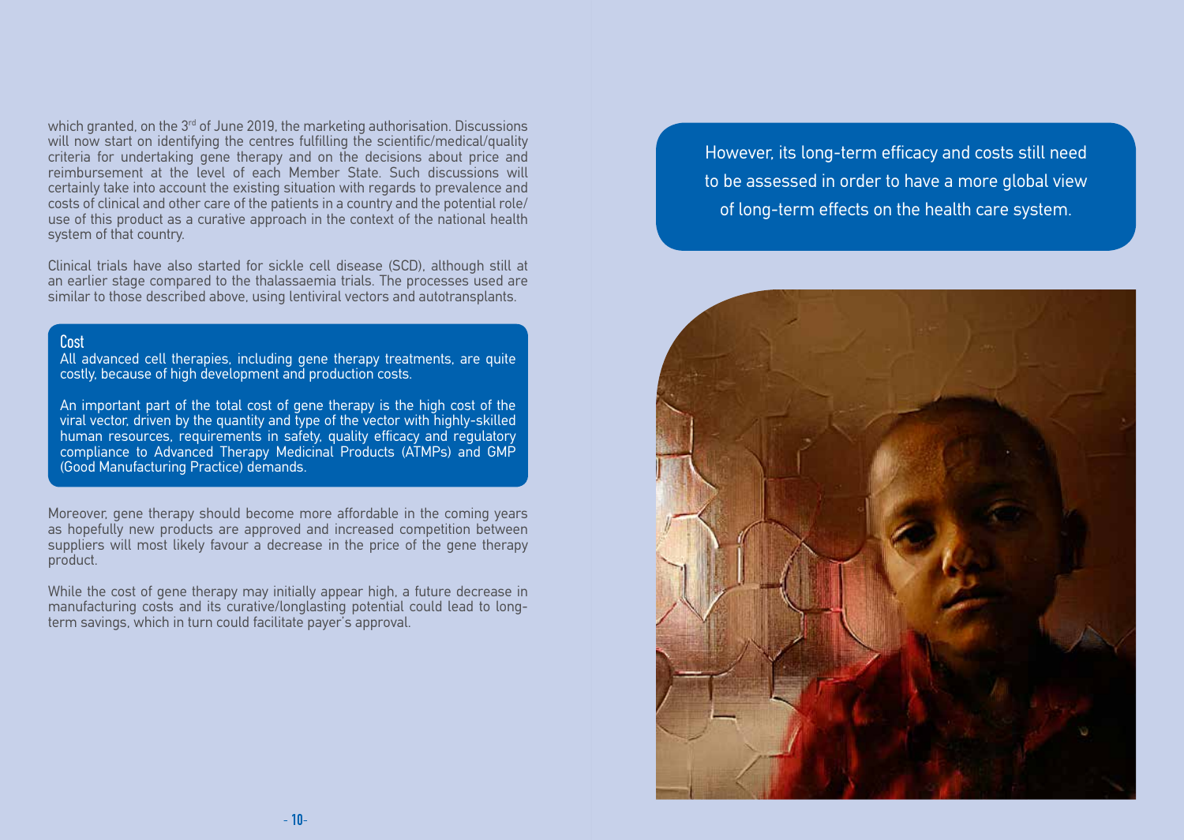which granted, on the 3rd of June 2019, the marketing authorisation. Discussions will now start on identifying the centres fulfilling the scientific/medical/quality criteria for undertaking gene therapy and on the decisions about price and reimbursement at the level of each Member State. Such discussions will certainly take into account the existing situation with regards to prevalence and costs of clinical and other care of the patients in a country and the potential role/use of this product as a curative approach in the context of the national health system of that country.

Clinical trials have also started for sickle cell disease (SCD), although still at an earlier stage compared to the thalassaemia trials. The processes used are similar to those described above, using lentiviral vectors and autotransplants.

### Cost

All advanced cell therapies, including gene therapy treatments, are quite costly, because of high development and production costs.

An important part of the total cost of gene therapy is the high cost of the viral vector, driven by the quantity and type of the vector with highly-skilled human resources, requirements in safety, quality efficacy and regulatory compliance to Advanced Therapy Medicinal Products (ATMPs) and GMP (Good Manufacturing Practice) demands.

Moreover, gene therapy should become more affordable in the coming years as hopefully new products are approved and increased competition between suppliers will most likely favour a decrease in the price of the gene therapy product.

While the cost of gene therapy may initially appear high, a future decrease in manufacturing costs and its curative/longlasting potential could lead to long-term savings, which in turn could facilitate payer's approval.

However, its long-term efficacy and costs still need to be assessed in order to have a more global view of long-term effects on the health care system.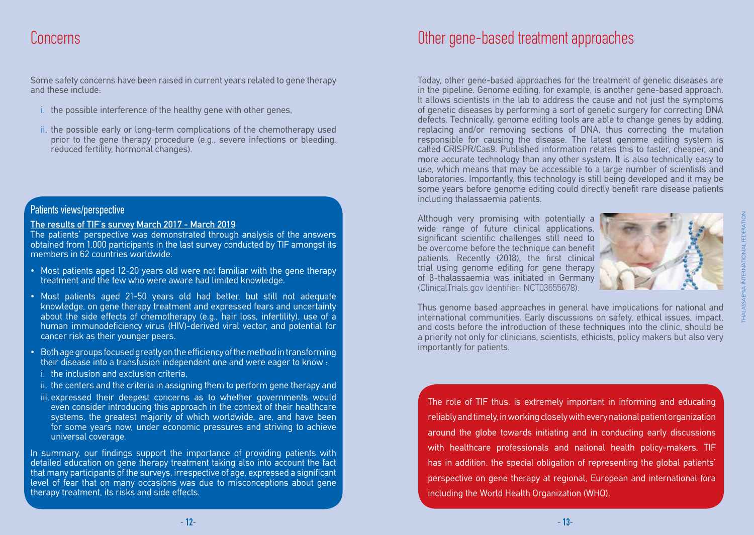# Concerns

Some safety concerns have been raised in current years related to gene therapy and these include:

i. the possible interference of the healthy gene with other genes,

ii. the possible early or long-term complications of the chemotherapy used prior to the gene therapy procedure (e.g., severe infections or bleeding, reduced fertility, hormonal changes).

## Patients views/perspective

**The results of TIF's survey March 2017 - March 2019**

The patients' perspective was demonstrated through analysis of the answers obtained from 1.000 participants in the last survey conducted by TIF amongst its members in 62 countries worldwide.

- Most patients aged 12-20 years old were not familiar with the gene therapy treatment and the few who were aware had limited knowledge.
- Most patients aged 21-50 years old had better, but still not adequate knowledge, on gene therapy treatment and expressed fears and uncertainty about the side effects of chemotherapy (e.g., hair loss, infertility), use of a human immunodeficiency virus (HIV)-derived viral vector, and potential for cancer risk as their younger peers.
- Both age groups focused greatly on the efficiency of the method in transforming their disease into a transfusion independent one and were eager to know :
  - i. the inclusion and exclusion criteria,
  - ii. the centers and the criteria in assigning them to perform gene therapy and
  - iii. expressed their deepest concerns as to whether governments would even consider introducing this approach in the context of their healthcare systems, the greatest majority of which worldwide, are, and have been for some years now, under economic pressures and striving to achieve universal coverage.

In summary, our findings support the importance of providing patients with detailed education on gene therapy treatment taking also into account the fact that many participants of the surveys, irrespective of age, expressed a significant level of fear that on many occasions was due to misconceptions about gene therapy treatment, its risks and side effects.

# Other gene-based treatment approaches

Today, other gene-based approaches for the treatment of genetic diseases are in the pipeline. Genome editing, for example, is another gene-based approach. It allows scientists in the lab to address the cause and not just the symptoms of genetic diseases by performing a sort of genetic surgery for correcting DNA defects. Technically, genome editing tools are able to change genes by adding, replacing and/or removing sections of DNA, thus correcting the mutation responsible for causing the disease. The latest genome editing system is called CRISPR/Cas9. Published information relates this to faster, cheaper, and more accurate technology than any other system. It is also technically easy to use, which means that may be accessible to a large number of scientists and laboratories. Importantly, this technology is still being developed and it may be some years before genome editing could directly benefit rare disease patients including thalassaemia patients.

Although very promising with potentially a wide range of future clinical applications, significant scientific challenges still need to be overcome before the technique can benefit patients. Recently (2018), the first clinical trial using genome editing for gene therapy of β-thalassaemia was initiated in Germany (ClinicalTrials.gov Identifier: NCT03655678).

Thus genome based approaches in general have implications for national and international communities. Early discussions on safety, ethical issues, impact, and costs before the introduction of these techniques into the clinic, should be a priority not only for clinicians, scientists, ethicists, policy makers but also very importantly for patients.

The role of TIF thus, is extremely important in informing and educating reliably and timely, in working closely with every national patient organization around the globe towards initiating and in conducting early discussions with healthcare professionals and national health policy-makers. TIF has in addition, the special obligation of representing the global patients' perspective on gene therapy at regional, European and international fora including the World Health Organization (WHO).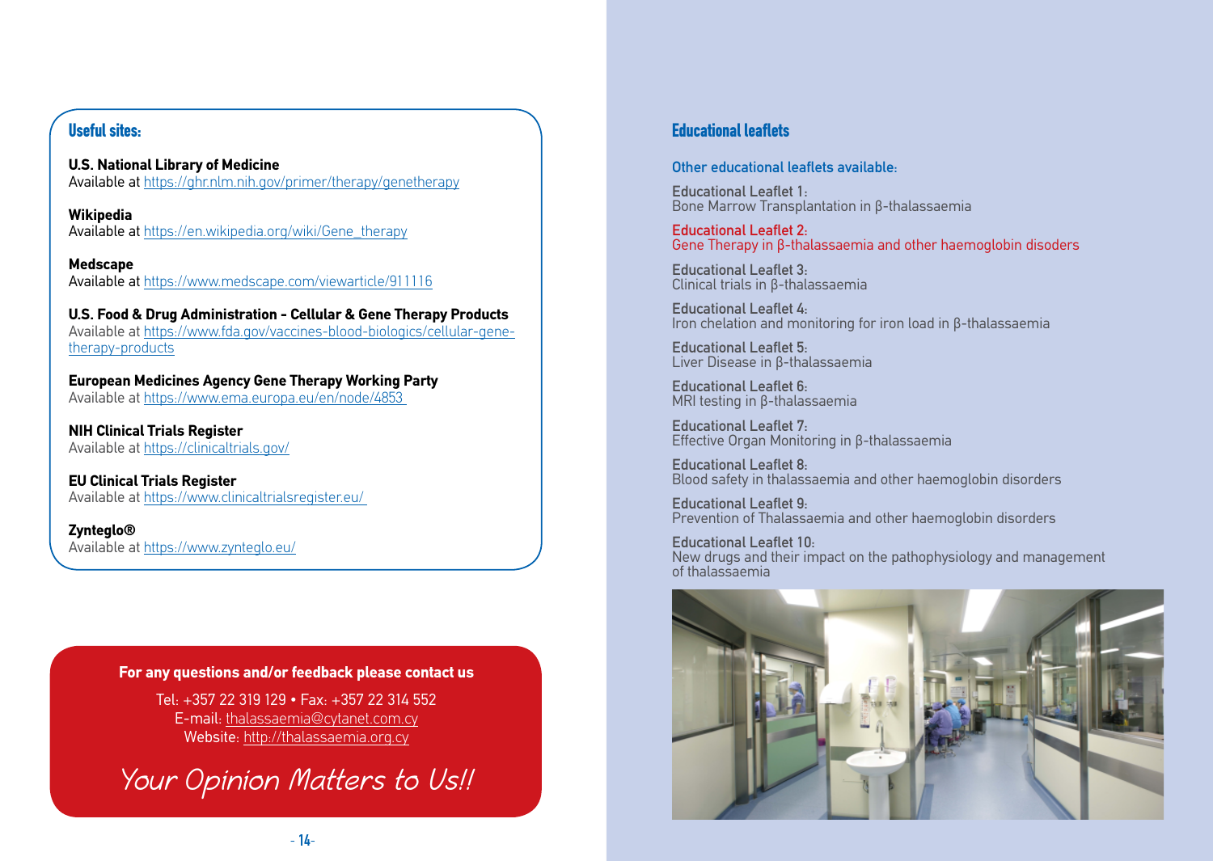## Useful sites:

**U.S. National Library of Medicine**
Available at https://ghr.nlm.nih.gov/primer/therapy/genetherapy

**Wikipedia**
Available at https://en.wikipedia.org/wiki/Gene_therapy

**Medscape**
Available at https://www.medscape.com/viewarticle/911116

**U.S. Food & Drug Administration - Cellular & Gene Therapy Products**
Available at https://www.fda.gov/vaccines-blood-biologics/cellular-gene-therapy-products

**European Medicines Agency Gene Therapy Working Party**
Available at https://www.ema.europa.eu/en/node/4853

**NIH Clinical Trials Register**
Available at https://clinicaltrials.gov/

**EU Clinical Trials Register**
Available at https://www.clinicaltrialsregister.eu/

**Zynteglo®**
Available at https://www.zynteglo.eu/

**For any questions and/or feedback please contact us**

Tel: +357 22 319 129 • Fax: +357 22 314 552
E-mail: thalassaemia@cytanet.com.cy
Website: http://thalassaemia.org.cy

*Your Opinion Matters to Us!!*

## Educational leaflets

### Other educational leaflets available:

Educational Leaflet 1:
Bone Marrow Transplantation in β-thalassaemia

Educational Leaflet 2:
Gene Therapy in β-thalassaemia and other haemoglobin disoders

Educational Leaflet 3:
Clinical trials in β-thalassaemia

Educational Leaflet 4:
Iron chelation and monitoring for iron load in β-thalassaemia

Educational Leaflet 5:
Liver Disease in β-thalassaemia

Educational Leaflet 6:
MRI testing in β-thalassaemia

Educational Leaflet 7:
Effective Organ Monitoring in β-thalassaemia

Educational Leaflet 8:
Blood safety in thalassaemia and other haemoglobin disorders

Educational Leaflet 9:
Prevention of Thalassaemia and other haemoglobin disorders

Educational Leaflet 10:
New drugs and their impact on the pathophysiology and management of thalassaemia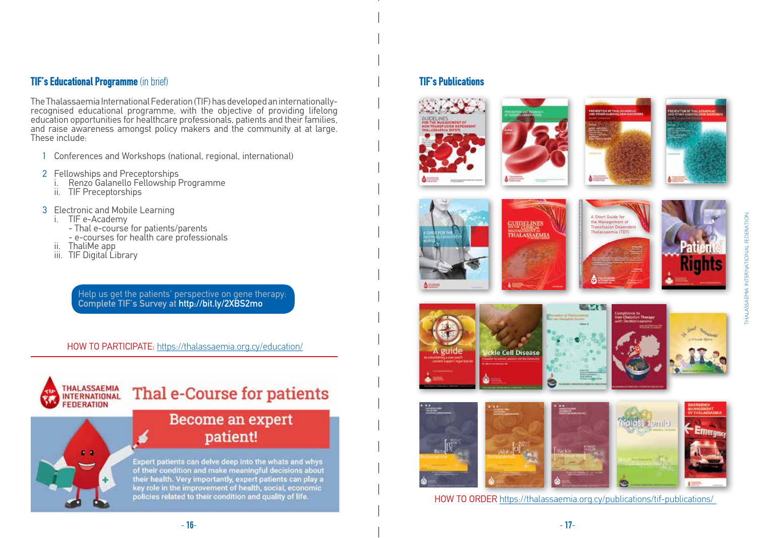## TIF's Educational Programme (in brief)

The Thalassaemia International Federation (TIF) has developed an internationally-recognised educational programme, with the objective of providing lifelong education opportunities for healthcare professionals, patients and their families, and raise awareness amongst policy makers and the community at large. These include:

1. Conferences and Workshops (national, regional, international)
2. Fellowships and Preceptorships
   - i. Renzo Galanello Fellowship Programme
   - ii. TIF Preceptorships
3. Electronic and Mobile Learning
   - i. TIF e-Academy
     - Thal e-course for patients/parents
     - e-courses for health care professionals
   - ii. ThaliMe app
   - iii. TIF Digital Library

Help us get the patients' perspective on gene therapy: Complete TIF's Survey at http://bit.ly/2XBS2mo

HOW TO PARTICIPATE: https://thalassaemia.org.cy/education/

THALASSAEMIA INTERNATIONAL FEDERATION

**Thal e-Course for patients**

**Become an expert patient!**

Expert patients can delve deep into the whats and whys of their condition and make meaningful decisions about their health. Very importantly, expert patients can play a key role in the improvement of health, social, economic policies related to their condition and quality of life.

## TIF's Publications

HOW TO ORDER https://thalassaemia.org.cy/publications/tif-publications/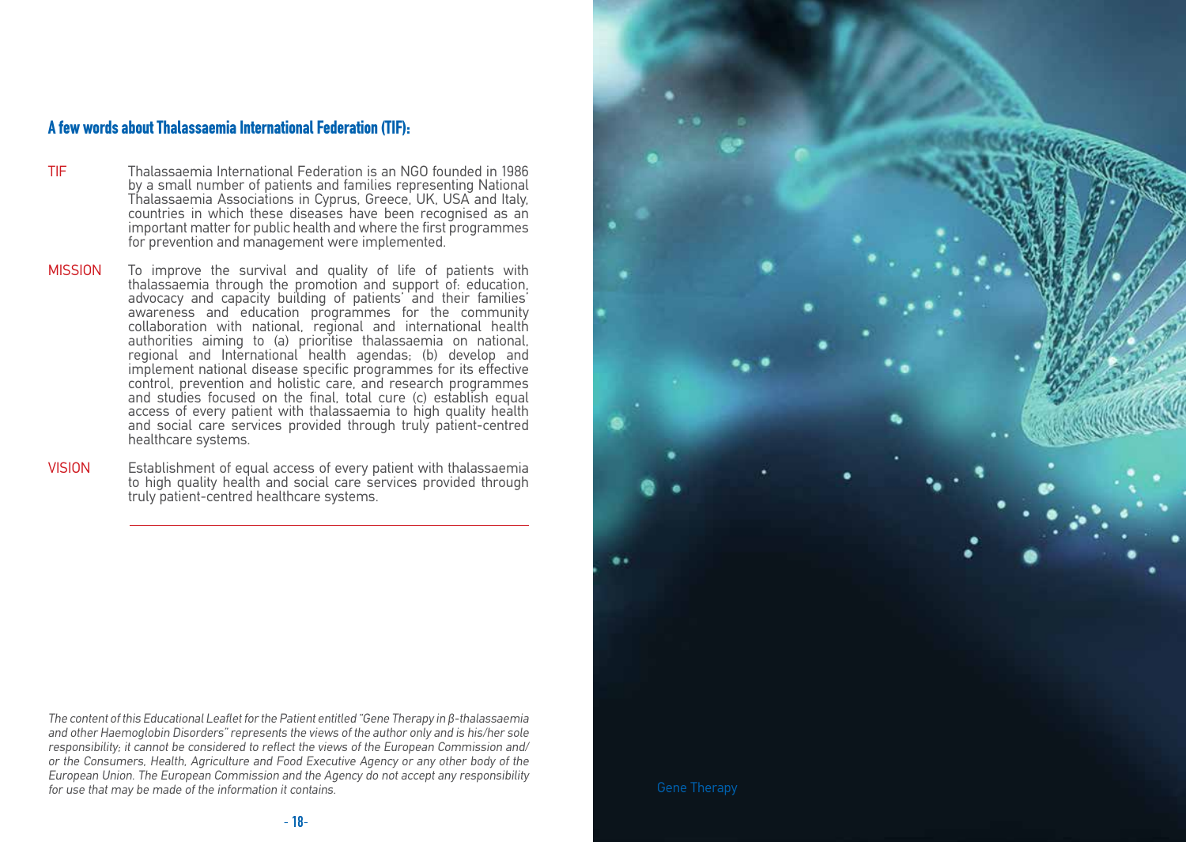## A few words about Thalassaemia International Federation (TIF):

**TIF** Thalassaemia International Federation is an NGO founded in 1986 by a small number of patients and families representing National Thalassaemia Associations in Cyprus, Greece, UK, USA and Italy, countries in which these diseases have been recognised as an important matter for public health and where the first programmes for prevention and management were implemented.

**MISSION** To improve the survival and quality of life of patients with thalassaemia through the promotion and support of: education, advocacy and capacity building of patients' and their families' awareness and education programmes for the community collaboration with national, regional and international health authorities aiming to (a) prioritise thalassaemia on national, regional and International health agendas; (b) develop and implement national disease specific programmes for its effective control, prevention and holistic care, and research programmes and studies focused on the final, total cure (c) establish equal access of every patient with thalassaemia to high quality health and social care services provided through truly patient-centred healthcare systems.

**VISION** Establishment of equal access of every patient with thalassaemia to high quality health and social care services provided through truly patient-centred healthcare systems.

---

*The content of this Educational Leaflet for the Patient entitled "Gene Therapy in β-thalassaemia and other Haemoglobin Disorders" represents the views of the author only and is his/her sole responsibility; it cannot be considered to reflect the views of the European Commission and/or the Consumers, Health, Agriculture and Food Executive Agency or any other body of the European Union. The European Commission and the Agency do not accept any responsibility for use that may be made of the information it contains.*

Gene Therapy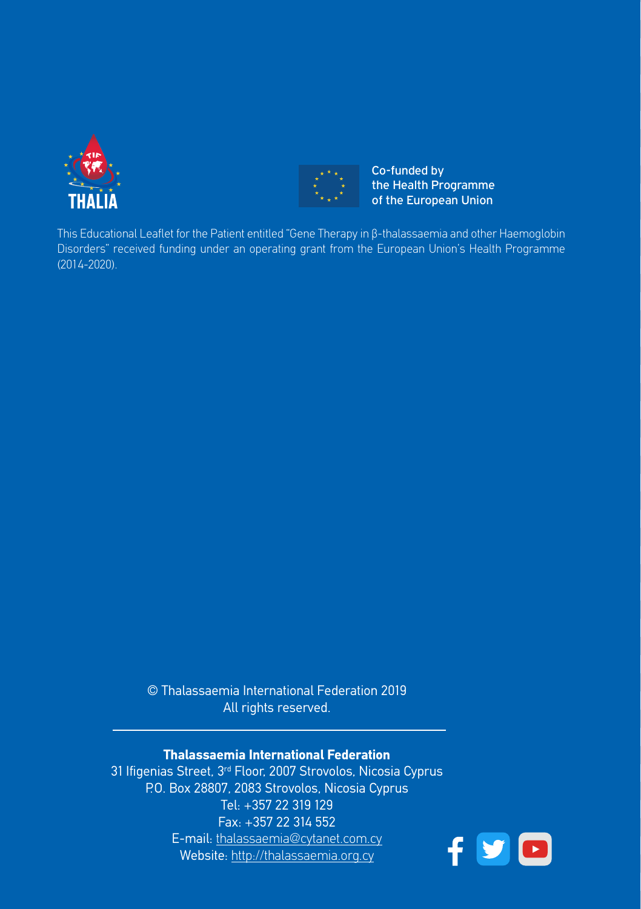THALIA

Co-funded by
the Health Programme
of the European Union

This Educational Leaflet for the Patient entitled "Gene Therapy in β-thalassaemia and other Haemoglobin Disorders" received funding under an operating grant from the European Union's Health Programme (2014-2020).

© Thalassaemia International Federation 2019
All rights reserved.

**Thalassaemia International Federation**
31 Ifigenias Street, 3rd Floor, 2007 Strovolos, Nicosia Cyprus
P.O. Box 28807, 2083 Strovolos, Nicosia Cyprus
Tel: +357 22 319 129
Fax: +357 22 314 552
E-mail: thalassaemia@cytanet.com.cy
Website: http://thalassaemia.org.cy